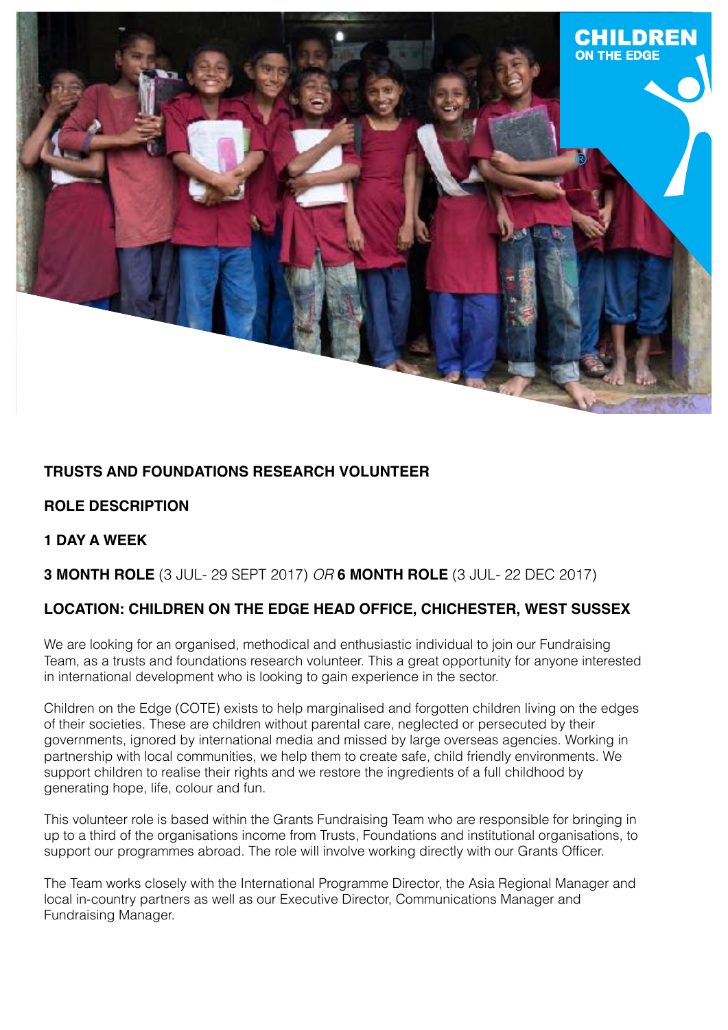**TRUSTS AND FOUNDATIONS RESEARCH VOLUNTEER**

**ROLE DESCRIPTION**

**1 DAY A WEEK**

**3 MONTH ROLE** (3 JUL- 29 SEPT 2017) *OR* **6 MONTH ROLE** (3 JUL- 22 DEC 2017)

**LOCATION: CHILDREN ON THE EDGE HEAD OFFICE, CHICHESTER, WEST SUSSEX**

We are looking for an organised, methodical and enthusiastic individual to join our Fundraising Team, as a trusts and foundations research volunteer. This a great opportunity for anyone interested in international development who is looking to gain experience in the sector.

Children on the Edge (COTE) exists to help marginalised and forgotten children living on the edges of their societies. These are children without parental care, neglected or persecuted by their governments, ignored by international media and missed by large overseas agencies. Working in partnership with local communities, we help them to create safe, child friendly environments. We support children to realise their rights and we restore the ingredients of a full childhood by generating hope, life, colour and fun.

This volunteer role is based within the Grants Fundraising Team who are responsible for bringing in up to a third of the organisations income from Trusts, Foundations and institutional organisations, to support our programmes abroad. The role will involve working directly with our Grants Officer.

The Team works closely with the International Programme Director, the Asia Regional Manager and local in-country partners as well as our Executive Director, Communications Manager and Fundraising Manager.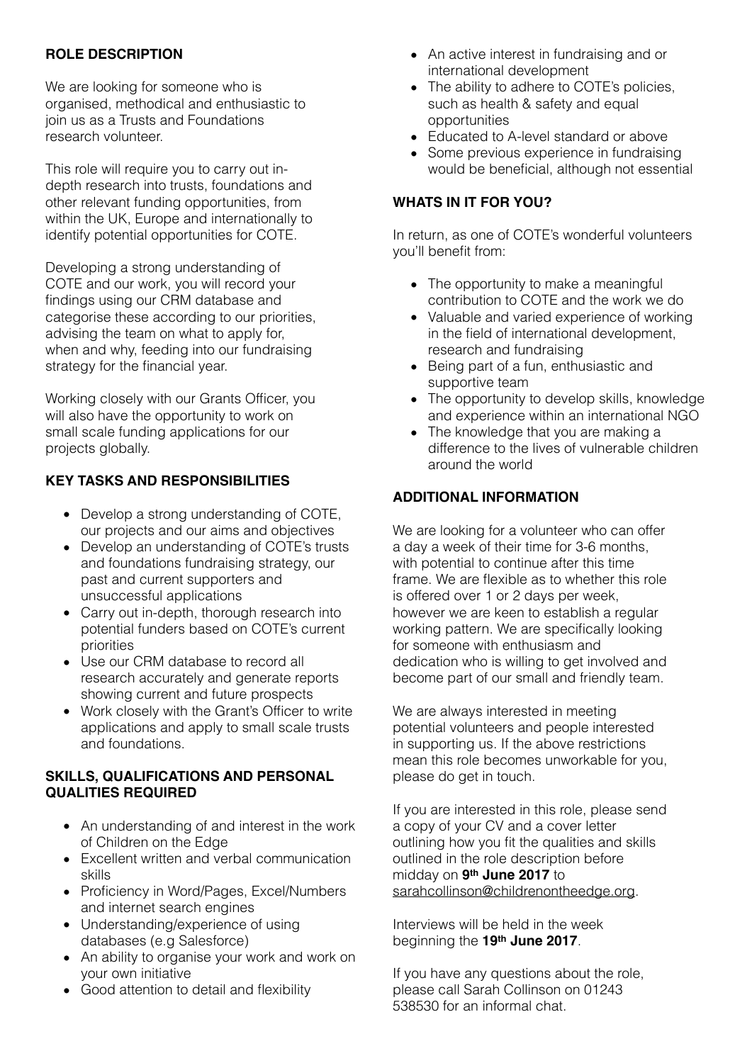## ROLE DESCRIPTION

We are looking for someone who is organised, methodical and enthusiastic to join us as a Trusts and Foundations research volunteer.

This role will require you to carry out in-depth research into trusts, foundations and other relevant funding opportunities, from within the UK, Europe and internationally to identify potential opportunities for COTE.

Developing a strong understanding of COTE and our work, you will record your findings using our CRM database and categorise these according to our priorities, advising the team on what to apply for, when and why, feeding into our fundraising strategy for the financial year.

Working closely with our Grants Officer, you will also have the opportunity to work on small scale funding applications for our projects globally.

## KEY TASKS AND RESPONSIBILITIES

- Develop a strong understanding of COTE, our projects and our aims and objectives
- Develop an understanding of COTE's trusts and foundations fundraising strategy, our past and current supporters and unsuccessful applications
- Carry out in-depth, thorough research into potential funders based on COTE's current priorities
- Use our CRM database to record all research accurately and generate reports showing current and future prospects
- Work closely with the Grant's Officer to write applications and apply to small scale trusts and foundations.

## SKILLS, QUALIFICATIONS AND PERSONAL QUALITIES REQUIRED

- An understanding of and interest in the work of Children on the Edge
- Excellent written and verbal communication skills
- Proficiency in Word/Pages, Excel/Numbers and internet search engines
- Understanding/experience of using databases (e.g Salesforce)
- An ability to organise your work and work on your own initiative
- Good attention to detail and flexibility
- An active interest in fundraising and or international development
- The ability to adhere to COTE's policies, such as health & safety and equal opportunities
- Educated to A-level standard or above
- Some previous experience in fundraising would be beneficial, although not essential

## WHATS IN IT FOR YOU?

In return, as one of COTE's wonderful volunteers you'll benefit from:

- The opportunity to make a meaningful contribution to COTE and the work we do
- Valuable and varied experience of working in the field of international development, research and fundraising
- Being part of a fun, enthusiastic and supportive team
- The opportunity to develop skills, knowledge and experience within an international NGO
- The knowledge that you are making a difference to the lives of vulnerable children around the world

## ADDITIONAL INFORMATION

We are looking for a volunteer who can offer a day a week of their time for 3-6 months, with potential to continue after this time frame. We are flexible as to whether this role is offered over 1 or 2 days per week, however we are keen to establish a regular working pattern. We are specifically looking for someone with enthusiasm and dedication who is willing to get involved and become part of our small and friendly team.

We are always interested in meeting potential volunteers and people interested in supporting us. If the above restrictions mean this role becomes unworkable for you, please do get in touch.

If you are interested in this role, please send a copy of your CV and a cover letter outlining how you fit the qualities and skills outlined in the role description before midday on **9th June 2017** to sarahcollinson@childrenontheedge.org.

Interviews will be held in the week beginning the **19th June 2017**.

If you have any questions about the role, please call Sarah Collinson on 01243 538530 for an informal chat.